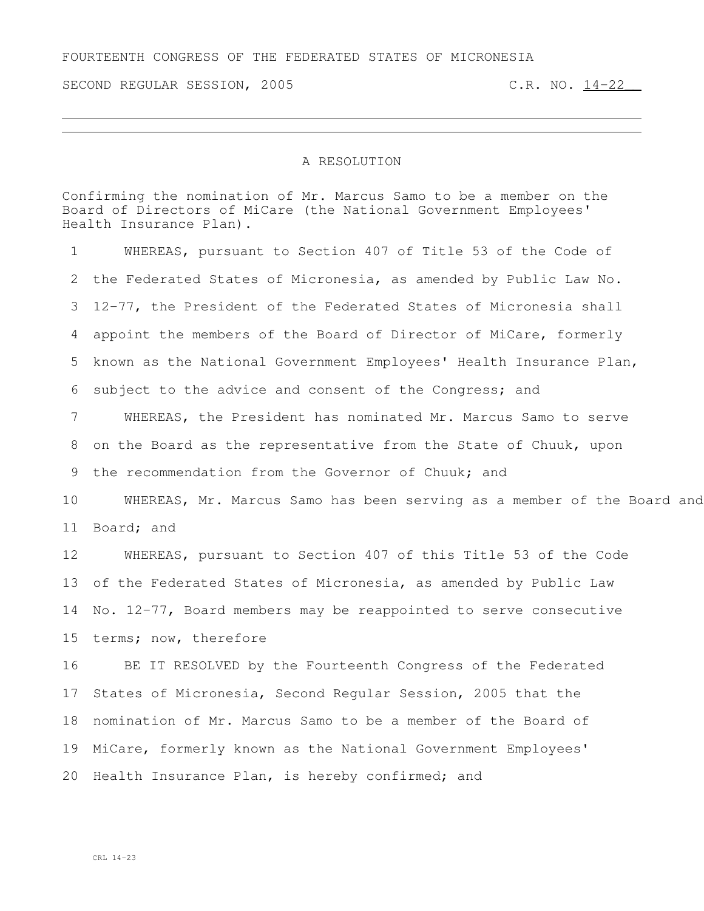FOURTEENTH CONGRESS OF THE FEDERATED STATES OF MICRONESIA

SECOND REGULAR SESSION, 2005 C.R. NO. 14-22

# A RESOLUTION

Confirming the nomination of Mr. Marcus Samo to be a member on the Board of Directors of MiCare (the National Government Employees' Health Insurance Plan).

1 WHEREAS, pursuant to Section 407 of Title 53 of the Code of
2 the Federated States of Micronesia, as amended by Public Law No.
3 12-77, the President of the Federated States of Micronesia shall
4 appoint the members of the Board of Director of MiCare, formerly
5 known as the National Government Employees' Health Insurance Plan,
6 subject to the advice and consent of the Congress; and
7 WHEREAS, the President has nominated Mr. Marcus Samo to serve
8 on the Board as the representative from the State of Chuuk, upon
9 the recommendation from the Governor of Chuuk; and
10 WHEREAS, Mr. Marcus Samo has been serving as a member of the Board and
11 Board; and
12 WHEREAS, pursuant to Section 407 of this Title 53 of the Code
13 of the Federated States of Micronesia, as amended by Public Law
14 No. 12-77, Board members may be reappointed to serve consecutive
15 terms; now, therefore
16 BE IT RESOLVED by the Fourteenth Congress of the Federated
17 States of Micronesia, Second Regular Session, 2005 that the
18 nomination of Mr. Marcus Samo to be a member of the Board of
19 MiCare, formerly known as the National Government Employees'
20 Health Insurance Plan, is hereby confirmed; and

CRL 14-23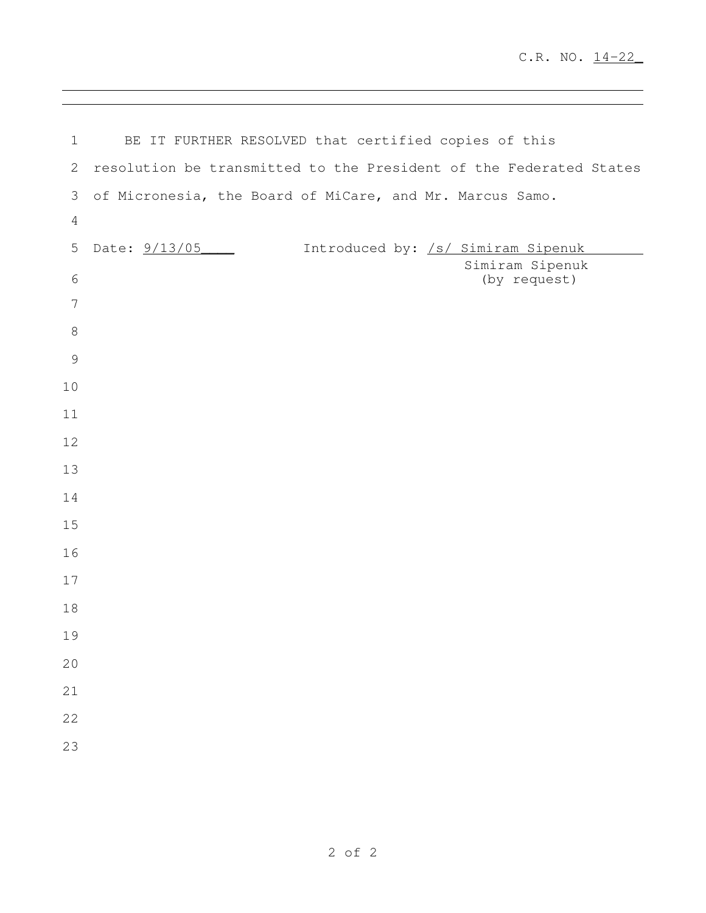C.R. NO. 14-22

BE IT FURTHER RESOLVED that certified copies of this resolution be transmitted to the President of the Federated States of Micronesia, the Board of MiCare, and Mr. Marcus Samo.

Date: 9/13/05

Introduced by: /s/ Simiram Sipenuk

Simiram Sipenuk
(by request)